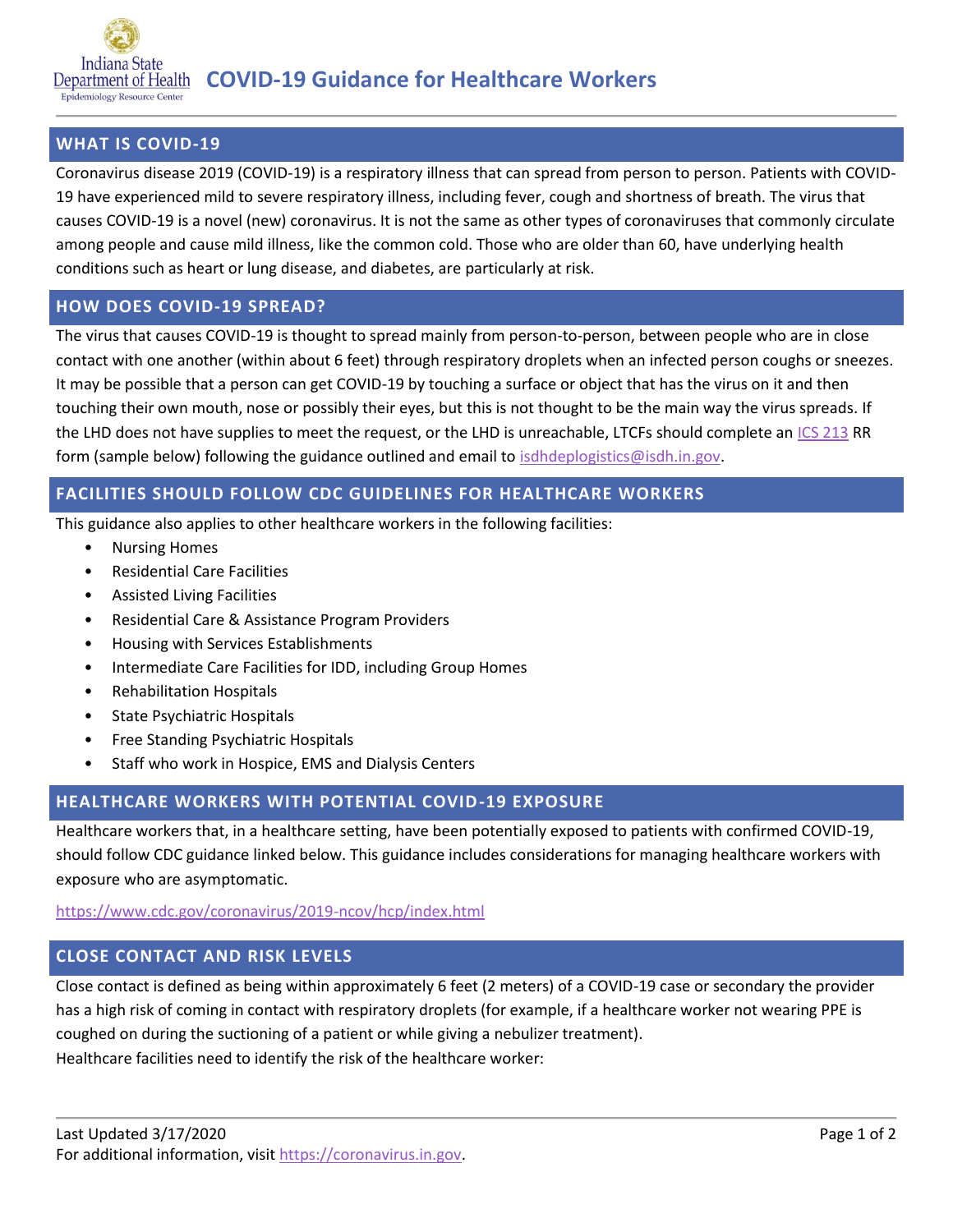# COVID-19 Guidance for Healthcare Workers

Indiana State Department of Health
Epidemiology Resource Center

## WHAT IS COVID-19

Coronavirus disease 2019 (COVID-19) is a respiratory illness that can spread from person to person. Patients with COVID-19 have experienced mild to severe respiratory illness, including fever, cough and shortness of breath. The virus that causes COVID-19 is a novel (new) coronavirus. It is not the same as other types of coronaviruses that commonly circulate among people and cause mild illness, like the common cold. Those who are older than 60, have underlying health conditions such as heart or lung disease, and diabetes, are particularly at risk.

## HOW DOES COVID-19 SPREAD?

The virus that causes COVID-19 is thought to spread mainly from person-to-person, between people who are in close contact with one another (within about 6 feet) through respiratory droplets when an infected person coughs or sneezes. It may be possible that a person can get COVID-19 by touching a surface or object that has the virus on it and then touching their own mouth, nose or possibly their eyes, but this is not thought to be the main way the virus spreads. If the LHD does not have supplies to meet the request, or the LHD is unreachable, LTCFs should complete an ICS 213 RR form (sample below) following the guidance outlined and email to isdhdeplogistics@isdh.in.gov.

## FACILITIES SHOULD FOLLOW CDC GUIDELINES FOR HEALTHCARE WORKERS

This guidance also applies to other healthcare workers in the following facilities:

- Nursing Homes
- Residential Care Facilities
- Assisted Living Facilities
- Residential Care & Assistance Program Providers
- Housing with Services Establishments
- Intermediate Care Facilities for IDD, including Group Homes
- Rehabilitation Hospitals
- State Psychiatric Hospitals
- Free Standing Psychiatric Hospitals
- Staff who work in Hospice, EMS and Dialysis Centers

## HEALTHCARE WORKERS WITH POTENTIAL COVID-19 EXPOSURE

Healthcare workers that, in a healthcare setting, have been potentially exposed to patients with confirmed COVID-19, should follow CDC guidance linked below. This guidance includes considerations for managing healthcare workers with exposure who are asymptomatic.

https://www.cdc.gov/coronavirus/2019-ncov/hcp/index.html

## CLOSE CONTACT AND RISK LEVELS

Close contact is defined as being within approximately 6 feet (2 meters) of a COVID-19 case or secondary the provider has a high risk of coming in contact with respiratory droplets (for example, if a healthcare worker not wearing PPE is coughed on during the suctioning of a patient or while giving a nebulizer treatment).

Healthcare facilities need to identify the risk of the healthcare worker:

Last Updated 3/17/2020

For additional information, visit https://coronavirus.in.gov.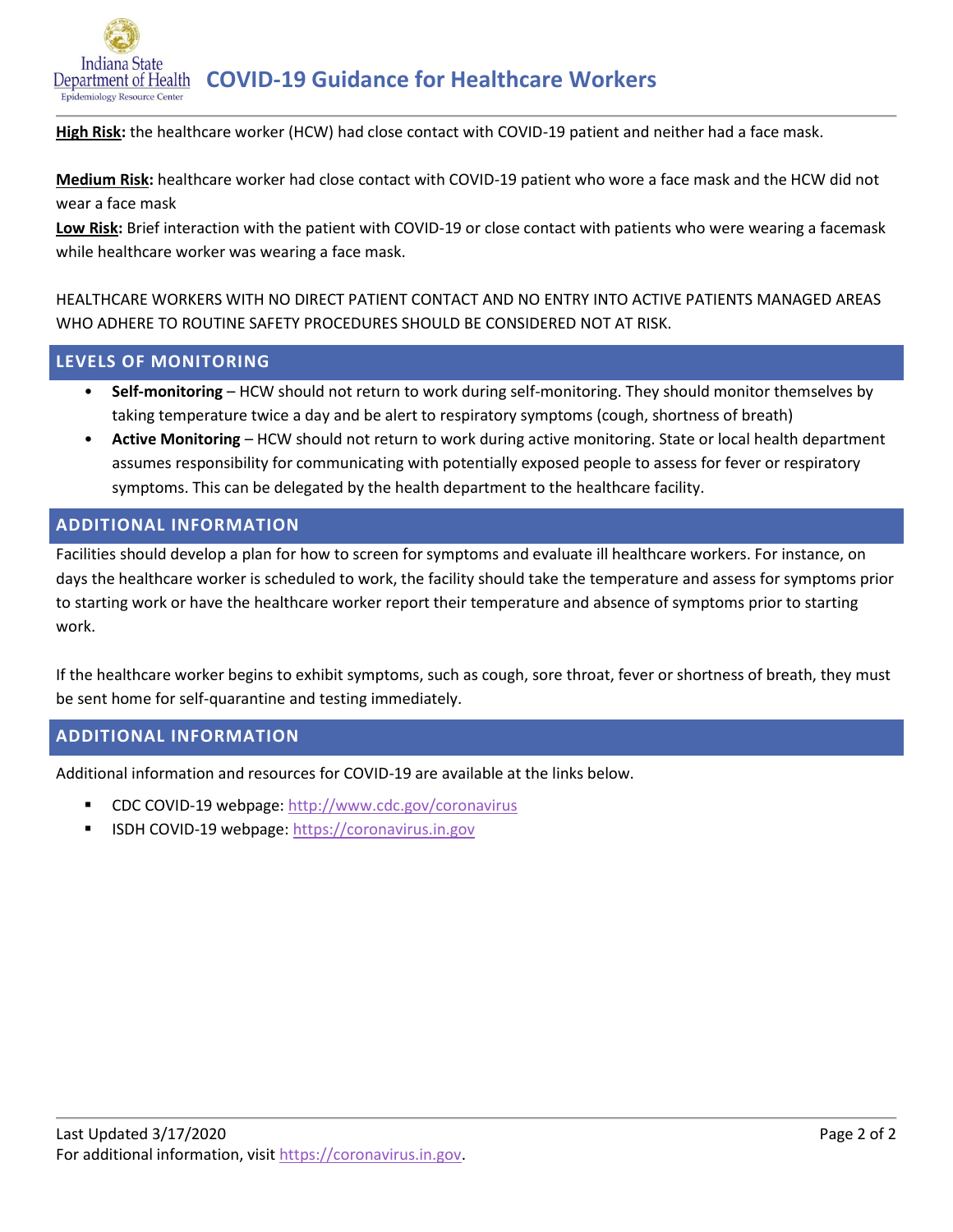**High Risk:** the healthcare worker (HCW) had close contact with COVID-19 patient and neither had a face mask.

**Medium Risk:** healthcare worker had close contact with COVID-19 patient who wore a face mask and the HCW did not wear a face mask

**Low Risk:** Brief interaction with the patient with COVID-19 or close contact with patients who were wearing a facemask while healthcare worker was wearing a face mask.

HEALTHCARE WORKERS WITH NO DIRECT PATIENT CONTACT AND NO ENTRY INTO ACTIVE PATIENTS MANAGED AREAS WHO ADHERE TO ROUTINE SAFETY PROCEDURES SHOULD BE CONSIDERED NOT AT RISK.

## LEVELS OF MONITORING

- **Self-monitoring** – HCW should not return to work during self-monitoring. They should monitor themselves by taking temperature twice a day and be alert to respiratory symptoms (cough, shortness of breath)
- **Active Monitoring** – HCW should not return to work during active monitoring. State or local health department assumes responsibility for communicating with potentially exposed people to assess for fever or respiratory symptoms. This can be delegated by the health department to the healthcare facility.

## ADDITIONAL INFORMATION

Facilities should develop a plan for how to screen for symptoms and evaluate ill healthcare workers. For instance, on days the healthcare worker is scheduled to work, the facility should take the temperature and assess for symptoms prior to starting work or have the healthcare worker report their temperature and absence of symptoms prior to starting work.

If the healthcare worker begins to exhibit symptoms, such as cough, sore throat, fever or shortness of breath, they must be sent home for self-quarantine and testing immediately.

## ADDITIONAL INFORMATION

Additional information and resources for COVID-19 are available at the links below.

- CDC COVID-19 webpage: http://www.cdc.gov/coronavirus
- ISDH COVID-19 webpage: https://coronavirus.in.gov